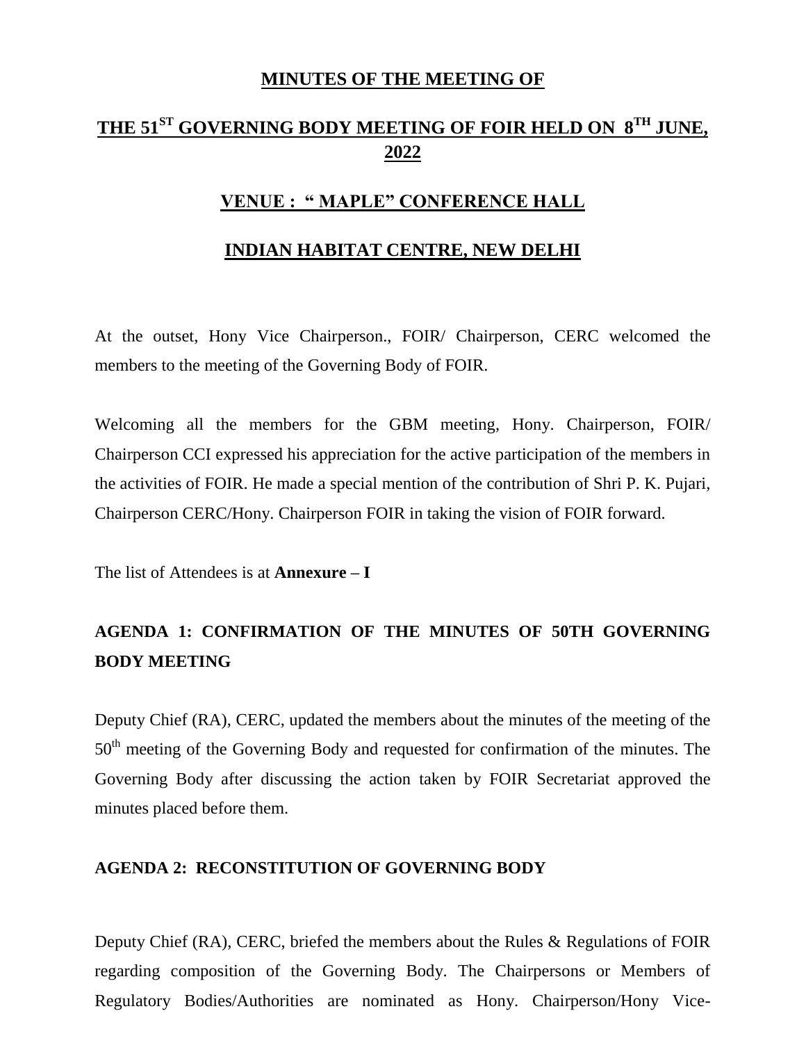# MINUTES OF THE MEETING OF

# THE 51ST GOVERNING BODY MEETING OF FOIR HELD ON 8TH JUNE, 2022

## VENUE : " MAPLE" CONFERENCE HALL

## INDIAN HABITAT CENTRE, NEW DELHI

At the outset, Hony Vice Chairperson., FOIR/ Chairperson, CERC welcomed the members to the meeting of the Governing Body of FOIR.

Welcoming all the members for the GBM meeting, Hony. Chairperson, FOIR/ Chairperson CCI expressed his appreciation for the active participation of the members in the activities of FOIR. He made a special mention of the contribution of Shri P. K. Pujari, Chairperson CERC/Hony. Chairperson FOIR in taking the vision of FOIR forward.

The list of Attendees is at **Annexure – I**

### AGENDA 1: CONFIRMATION OF THE MINUTES OF 50TH GOVERNING BODY MEETING

Deputy Chief (RA), CERC, updated the members about the minutes of the meeting of the 50th meeting of the Governing Body and requested for confirmation of the minutes. The Governing Body after discussing the action taken by FOIR Secretariat approved the minutes placed before them.

### AGENDA 2: RECONSTITUTION OF GOVERNING BODY

Deputy Chief (RA), CERC, briefed the members about the Rules & Regulations of FOIR regarding composition of the Governing Body. The Chairpersons or Members of Regulatory Bodies/Authorities are nominated as Hony. Chairperson/Hony Vice-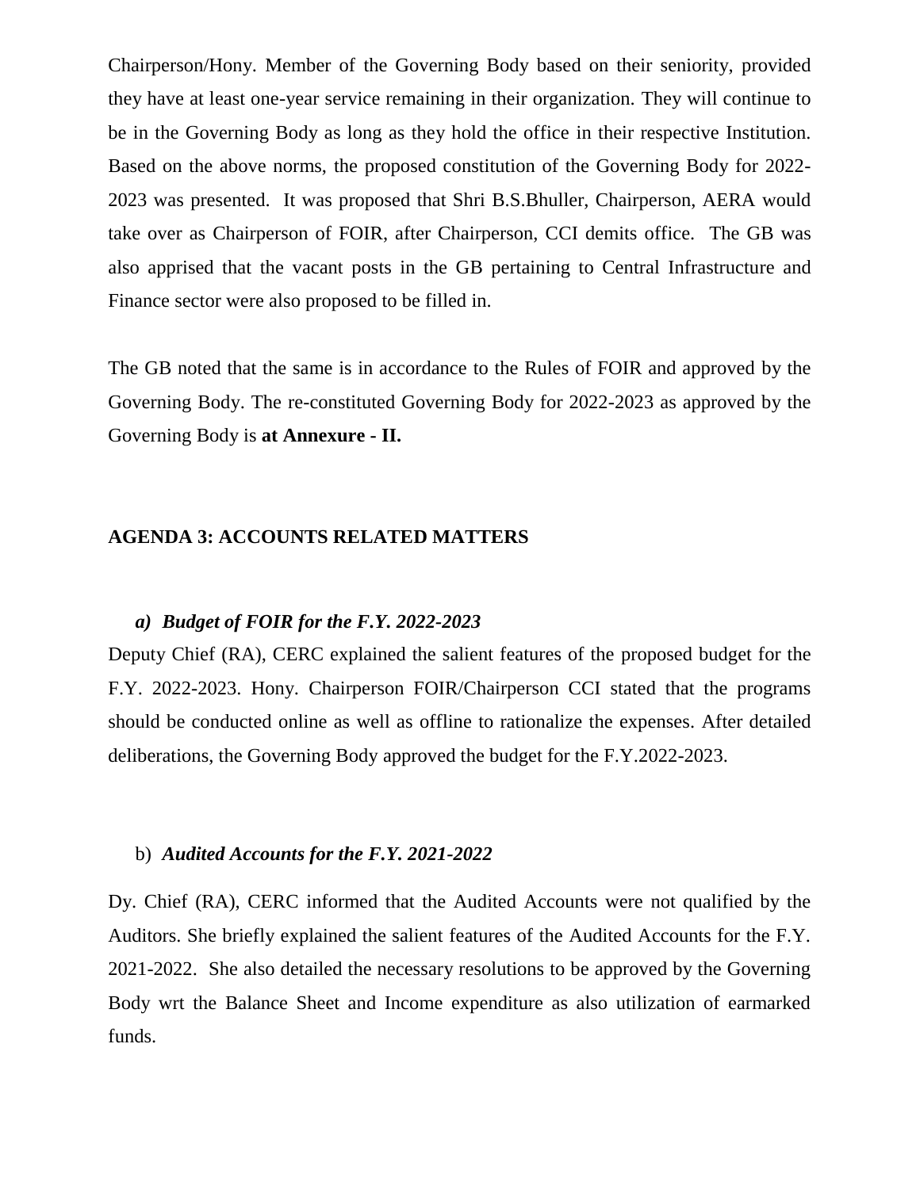Chairperson/Hony. Member of the Governing Body based on their seniority, provided they have at least one-year service remaining in their organization. They will continue to be in the Governing Body as long as they hold the office in their respective Institution. Based on the above norms, the proposed constitution of the Governing Body for 2022-2023 was presented. It was proposed that Shri B.S.Bhuller, Chairperson, AERA would take over as Chairperson of FOIR, after Chairperson, CCI demits office. The GB was also apprised that the vacant posts in the GB pertaining to Central Infrastructure and Finance sector were also proposed to be filled in.

The GB noted that the same is in accordance to the Rules of FOIR and approved by the Governing Body. The re-constituted Governing Body for 2022-2023 as approved by the Governing Body is **at Annexure - II.**

## AGENDA 3: ACCOUNTS RELATED MATTERS

a) ***Budget of FOIR for the F.Y. 2022-2023***

Deputy Chief (RA), CERC explained the salient features of the proposed budget for the F.Y. 2022-2023. Hony. Chairperson FOIR/Chairperson CCI stated that the programs should be conducted online as well as offline to rationalize the expenses. After detailed deliberations, the Governing Body approved the budget for the F.Y.2022-2023.

b) ***Audited Accounts for the F.Y. 2021-2022***

Dy. Chief (RA), CERC informed that the Audited Accounts were not qualified by the Auditors. She briefly explained the salient features of the Audited Accounts for the F.Y. 2021-2022. She also detailed the necessary resolutions to be approved by the Governing Body wrt the Balance Sheet and Income expenditure as also utilization of earmarked funds.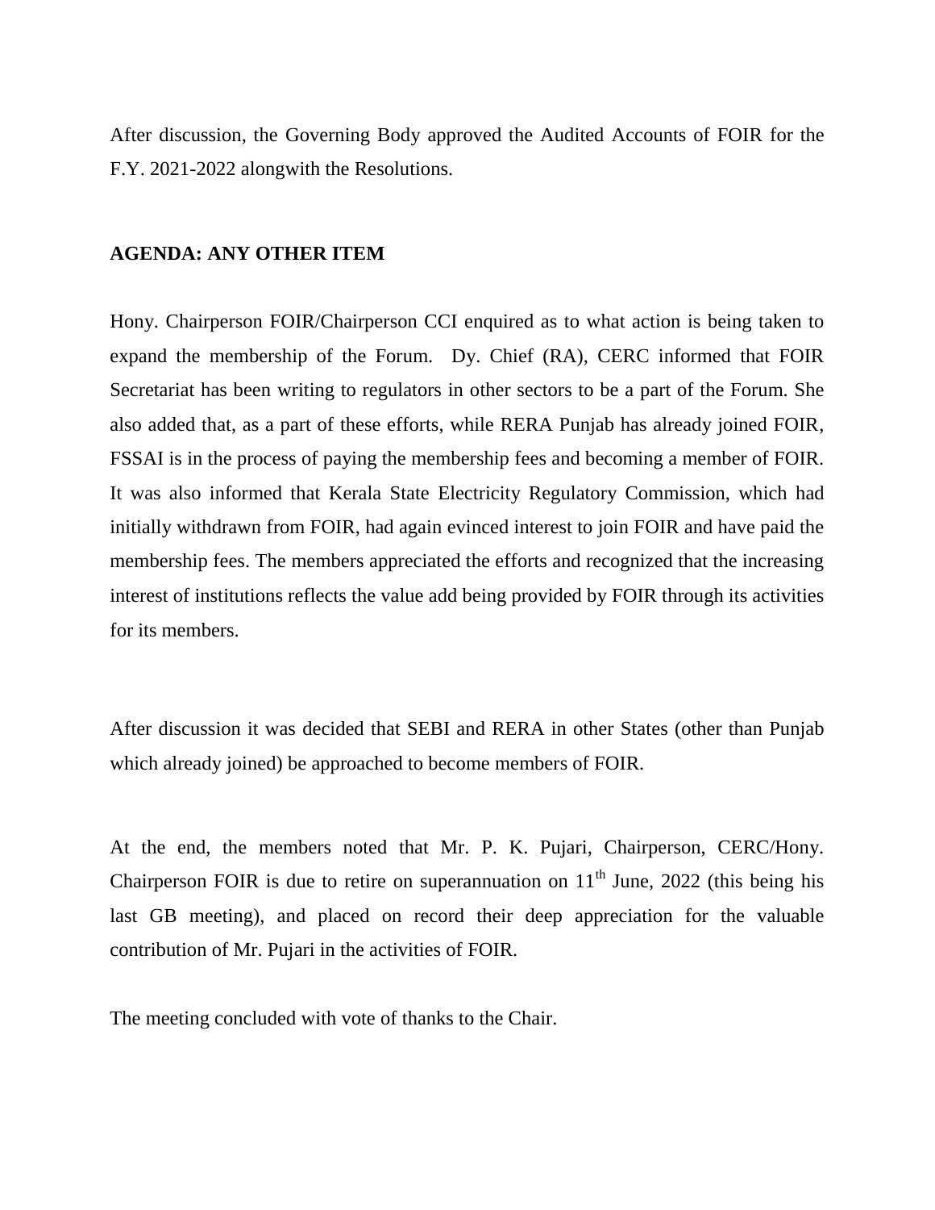After discussion, the Governing Body approved the Audited Accounts of FOIR for the F.Y. 2021-2022 alongwith the Resolutions.

**AGENDA: ANY OTHER ITEM**

Hony. Chairperson FOIR/Chairperson CCI enquired as to what action is being taken to expand the membership of the Forum. Dy. Chief (RA), CERC informed that FOIR Secretariat has been writing to regulators in other sectors to be a part of the Forum. She also added that, as a part of these efforts, while RERA Punjab has already joined FOIR, FSSAI is in the process of paying the membership fees and becoming a member of FOIR. It was also informed that Kerala State Electricity Regulatory Commission, which had initially withdrawn from FOIR, had again evinced interest to join FOIR and have paid the membership fees. The members appreciated the efforts and recognized that the increasing interest of institutions reflects the value add being provided by FOIR through its activities for its members.

After discussion it was decided that SEBI and RERA in other States (other than Punjab which already joined) be approached to become members of FOIR.

At the end, the members noted that Mr. P. K. Pujari, Chairperson, CERC/Hony. Chairperson FOIR is due to retire on superannuation on 11th June, 2022 (this being his last GB meeting), and placed on record their deep appreciation for the valuable contribution of Mr. Pujari in the activities of FOIR.

The meeting concluded with vote of thanks to the Chair.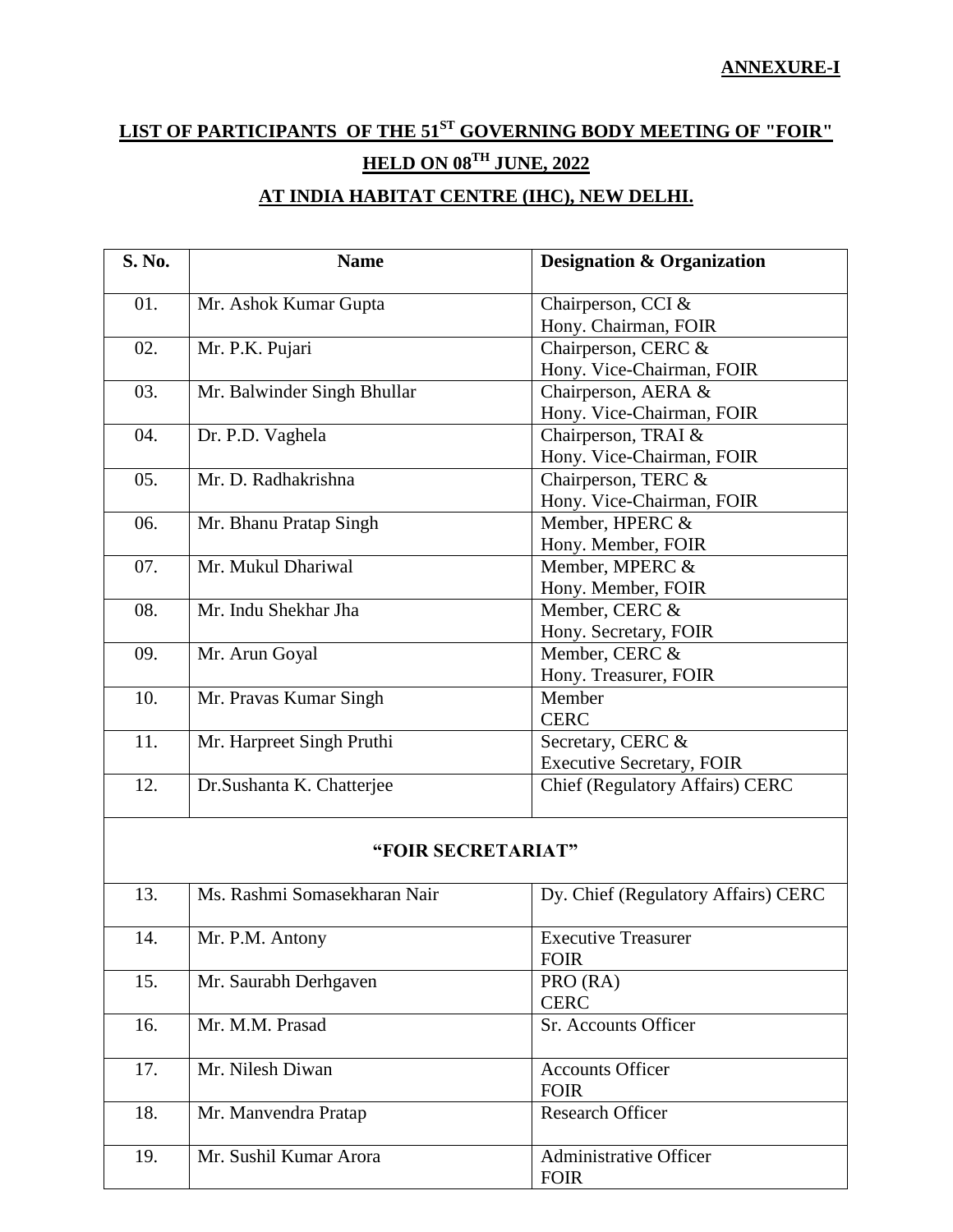**ANNEXURE-I**

## LIST OF PARTICIPANTS OF THE 51ST GOVERNING BODY MEETING OF "FOIR" HELD ON 08TH JUNE, 2022

## AT INDIA HABITAT CENTRE (IHC), NEW DELHI.

| S. No. | Name | Designation & Organization |
|---|---|---|
| 01. | Mr. Ashok Kumar Gupta | Chairperson, CCI & Hony. Chairman, FOIR |
| 02. | Mr. P.K. Pujari | Chairperson, CERC & Hony. Vice-Chairman, FOIR |
| 03. | Mr. Balwinder Singh Bhullar | Chairperson, AERA & Hony. Vice-Chairman, FOIR |
| 04. | Dr. P.D. Vaghela | Chairperson, TRAI & Hony. Vice-Chairman, FOIR |
| 05. | Mr. D. Radhakrishna | Chairperson, TERC & Hony. Vice-Chairman, FOIR |
| 06. | Mr. Bhanu Pratap Singh | Member, HPERC & Hony. Member, FOIR |
| 07. | Mr. Mukul Dhariwal | Member, MPERC & Hony. Member, FOIR |
| 08. | Mr. Indu Shekhar Jha | Member, CERC & Hony. Secretary, FOIR |
| 09. | Mr. Arun Goyal | Member, CERC & Hony. Treasurer, FOIR |
| 10. | Mr. Pravas Kumar Singh | Member CERC |
| 11. | Mr. Harpreet Singh Pruthi | Secretary, CERC & Executive Secretary, FOIR |
| 12. | Dr.Sushanta K. Chatterjee | Chief (Regulatory Affairs) CERC |
| **"FOIR SECRETARIAT"** | | |
| 13. | Ms. Rashmi Somasekharan Nair | Dy. Chief (Regulatory Affairs) CERC |
| 14. | Mr. P.M. Antony | Executive Treasurer FOIR |
| 15. | Mr. Saurabh Derhgaven | PRO (RA) CERC |
| 16. | Mr. M.M. Prasad | Sr. Accounts Officer |
| 17. | Mr. Nilesh Diwan | Accounts Officer FOIR |
| 18. | Mr. Manvendra Pratap | Research Officer |
| 19. | Mr. Sushil Kumar Arora | Administrative Officer FOIR |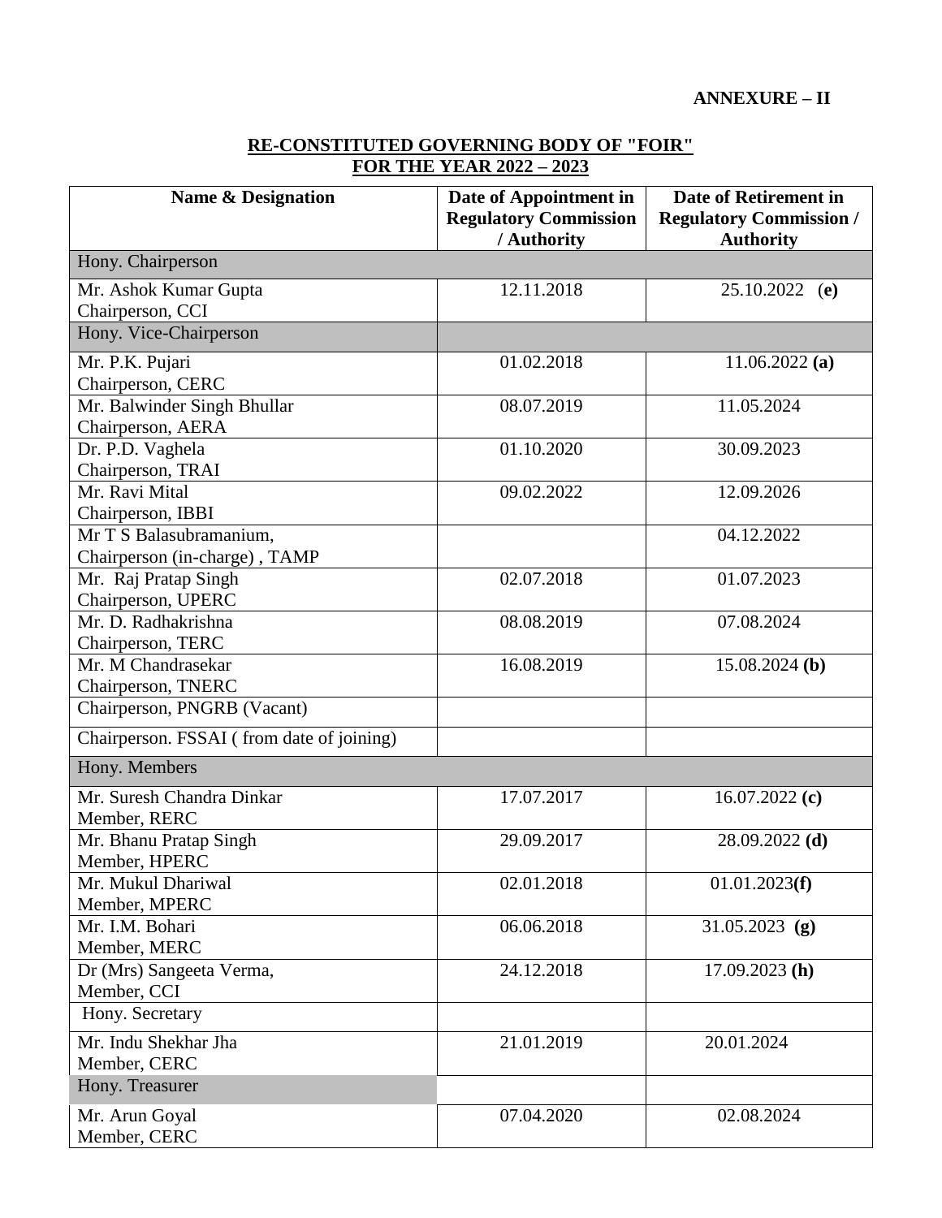**ANNEXURE – II**

## RE-CONSTITUTED GOVERNING BODY OF "FOIR" FOR THE YEAR 2022 – 2023

| Name & Designation | Date of Appointment in Regulatory Commission / Authority | Date of Retirement in Regulatory Commission / Authority |
|---|---|---|
| Hony. Chairperson | | |
| Mr. Ashok Kumar Gupta<br>Chairperson, CCI | 12.11.2018 | 25.10.2022 **(e)** |
| Hony. Vice-Chairperson | | |
| Mr. P.K. Pujari<br>Chairperson, CERC | 01.02.2018 | 11.06.2022 **(a)** |
| Mr. Balwinder Singh Bhullar<br>Chairperson, AERA | 08.07.2019 | 11.05.2024 |
| Dr. P.D. Vaghela<br>Chairperson, TRAI | 01.10.2020 | 30.09.2023 |
| Mr. Ravi Mital<br>Chairperson, IBBI | 09.02.2022 | 12.09.2026 |
| Mr T S Balasubramanium,<br>Chairperson (in-charge) , TAMP | | 04.12.2022 |
| Mr. Raj Pratap Singh<br>Chairperson, UPERC | 02.07.2018 | 01.07.2023 |
| Mr. D. Radhakrishna<br>Chairperson, TERC | 08.08.2019 | 07.08.2024 |
| Mr. M Chandrasekar<br>Chairperson, TNERC | 16.08.2019 | 15.08.2024 **(b)** |
| Chairperson, PNGRB (Vacant) | | |
| Chairperson. FSSAI ( from date of joining) | | |
| Hony. Members | | |
| Mr. Suresh Chandra Dinkar<br>Member, RERC | 17.07.2017 | 16.07.2022 **(c)** |
| Mr. Bhanu Pratap Singh<br>Member, HPERC | 29.09.2017 | 28.09.2022 **(d)** |
| Mr. Mukul Dhariwal<br>Member, MPERC | 02.01.2018 | 01.01.2023**(f)** |
| Mr. I.M. Bohari<br>Member, MERC | 06.06.2018 | 31.05.2023 **(g)** |
| Dr (Mrs) Sangeeta Verma,<br>Member, CCI | 24.12.2018 | 17.09.2023 **(h)** |
| Hony. Secretary | | |
| Mr. Indu Shekhar Jha<br>Member, CERC | 21.01.2019 | 20.01.2024 |
| Hony. Treasurer | | |
| Mr. Arun Goyal<br>Member, CERC | 07.04.2020 | 02.08.2024 |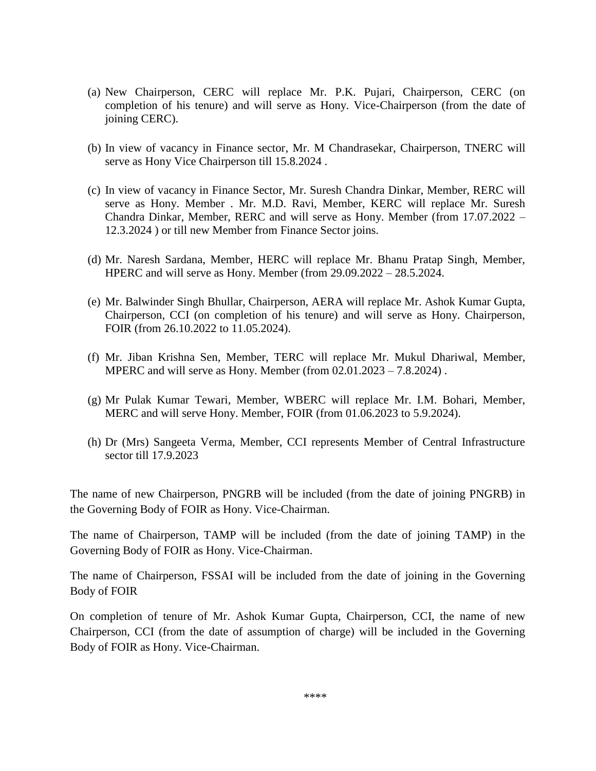(a) New Chairperson, CERC will replace Mr. P.K. Pujari, Chairperson, CERC (on completion of his tenure) and will serve as Hony. Vice-Chairperson (from the date of joining CERC).

(b) In view of vacancy in Finance sector, Mr. M Chandrasekar, Chairperson, TNERC will serve as Hony Vice Chairperson till 15.8.2024 .

(c) In view of vacancy in Finance Sector, Mr. Suresh Chandra Dinkar, Member, RERC will serve as Hony. Member . Mr. M.D. Ravi, Member, KERC will replace Mr. Suresh Chandra Dinkar, Member, RERC and will serve as Hony. Member (from 17.07.2022 – 12.3.2024 ) or till new Member from Finance Sector joins.

(d) Mr. Naresh Sardana, Member, HERC will replace Mr. Bhanu Pratap Singh, Member, HPERC and will serve as Hony. Member (from 29.09.2022 – 28.5.2024.

(e) Mr. Balwinder Singh Bhullar, Chairperson, AERA will replace Mr. Ashok Kumar Gupta, Chairperson, CCI (on completion of his tenure) and will serve as Hony. Chairperson, FOIR (from 26.10.2022 to 11.05.2024).

(f) Mr. Jiban Krishna Sen, Member, TERC will replace Mr. Mukul Dhariwal, Member, MPERC and will serve as Hony. Member (from 02.01.2023 – 7.8.2024) .

(g) Mr Pulak Kumar Tewari, Member, WBERC will replace Mr. I.M. Bohari, Member, MERC and will serve Hony. Member, FOIR (from 01.06.2023 to 5.9.2024).

(h) Dr (Mrs) Sangeeta Verma, Member, CCI represents Member of Central Infrastructure sector till 17.9.2023

The name of new Chairperson, PNGRB will be included (from the date of joining PNGRB) in the Governing Body of FOIR as Hony. Vice-Chairman.

The name of Chairperson, TAMP will be included (from the date of joining TAMP) in the Governing Body of FOIR as Hony. Vice-Chairman.

The name of Chairperson, FSSAI will be included from the date of joining in the Governing Body of FOIR

On completion of tenure of Mr. Ashok Kumar Gupta, Chairperson, CCI, the name of new Chairperson, CCI (from the date of assumption of charge) will be included in the Governing Body of FOIR as Hony. Vice-Chairman.

****